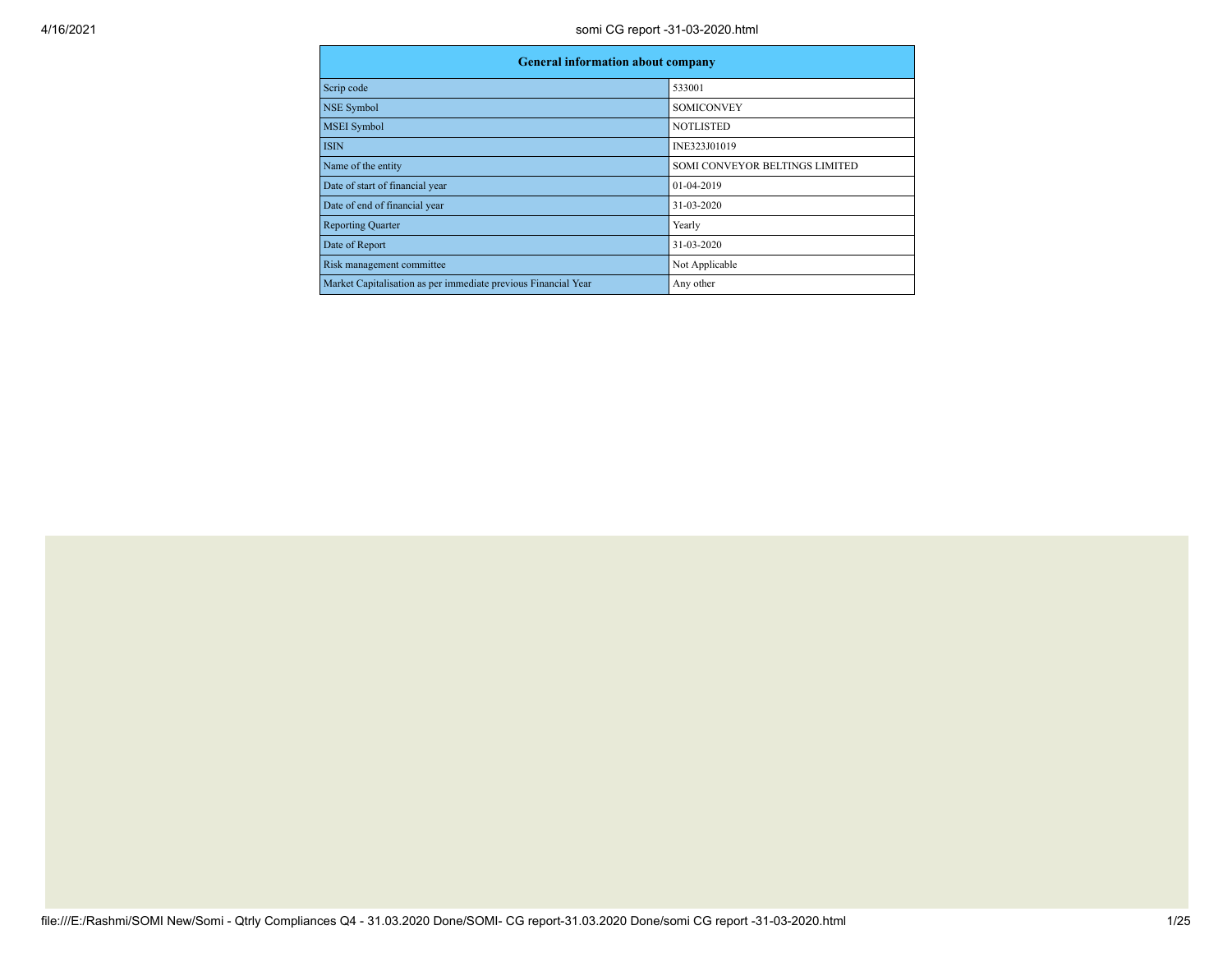| General information about company | |
|---|---|
| Scrip code | 533001 |
| NSE Symbol | SOMICONVEY |
| MSEI Symbol | NOTLISTED |
| ISIN | INE323J01019 |
| Name of the entity | SOMI CONVEYOR BELTINGS LIMITED |
| Date of start of financial year | 01-04-2019 |
| Date of end of financial year | 31-03-2020 |
| Reporting Quarter | Yearly |
| Date of Report | 31-03-2020 |
| Risk management committee | Not Applicable |
| Market Capitalisation as per immediate previous Financial Year | Any other |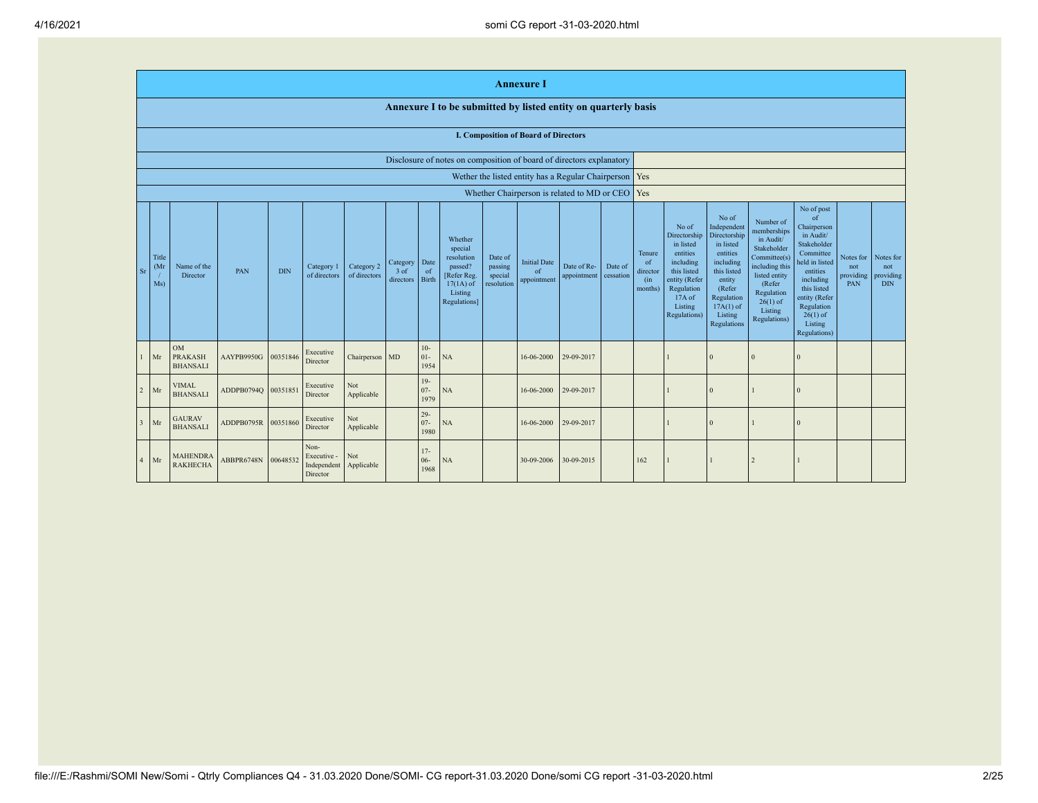# Annexure I

## Annexure I to be submitted by listed entity on quarterly basis

### I. Composition of Board of Directors

| Disclosure of notes on composition of board of directors explanatory | |
|---|---|
| Wether the listed entity has a Regular Chairperson | Yes |
| Whether Chairperson is related to MD or CEO | Yes |

| Sr | Title (Mr / Ms) | Name of the Director | PAN | DIN | Category 1 of directors | Category 2 of directors | Category 3 of directors | Date of Birth | Whether special resolution passed? [Refer Reg. 17(1A) of Listing Regulations] | Date of passing special resolution | Initial Date of appointment | Date of Re-appointment | Date of cessation | Tenure of director (in months) | No of Directorship in listed entities including this listed entity (Refer Regulation 17A of Listing Regulations) | No of Independent Directorship in listed entities including this listed entity (Refer Regulation 17A(1) of Listing Regulations | Number of memberships in Audit/ Stakeholder Committee(s) including this listed entity (Refer Regulation 26(1) of Listing Regulations) | No of post of Chairperson in Audit/ Stakeholder Committee held in listed entities including this listed entity (Refer Regulation 26(1) of Listing Regulations) | Notes for not providing PAN | Notes for not providing DIN |
|---|---|---|---|---|---|---|---|---|---|---|---|---|---|---|---|---|---|---|---|---|
| 1 | Mr | OM PRAKASH BHANSALI | AAYPB9950G | 00351846 | Executive Director | Chairperson | MD | 10-01-1954 | NA | | 16-06-2000 | 29-09-2017 | | | 1 | 0 | 0 | 0 | | |
| 2 | Mr | VIMAL BHANSALI | ADDPB0794Q | 00351851 | Executive Director | Not Applicable | | 19-07-1979 | NA | | 16-06-2000 | 29-09-2017 | | | 1 | 0 | 1 | 0 | | |
| 3 | Mr | GAURAV BHANSALI | ADDPB0795R | 00351860 | Executive Director | Not Applicable | | 29-07-1980 | NA | | 16-06-2000 | 29-09-2017 | | | 1 | 0 | 1 | 0 | | |
| 4 | Mr | MAHENDRA RAKHECHA | ABBPR6748N | 00648532 | Non-Executive - Independent Director | Not Applicable | | 17-06-1968 | NA | | 30-09-2006 | 30-09-2015 | | 162 | 1 | 1 | 2 | 1 | | |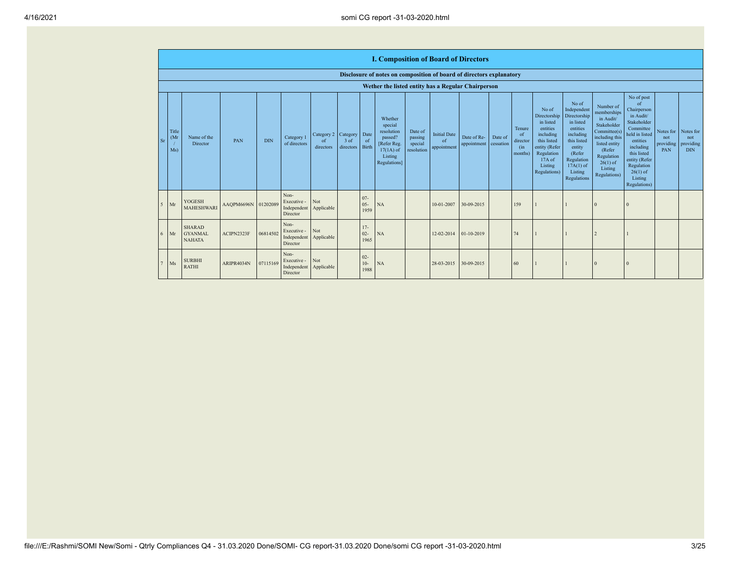## I. Composition of Board of Directors

**Disclosure of notes on composition of board of directors explanatory**

**Wether the listed entity has a Regular Chairperson**

| Sr | Title (Mr / Ms) | Name of the Director | PAN | DIN | Category 1 of directors | Category 2 of directors | Category 3 of directors | Date of Birth | Whether special resolution passed? [Refer Reg. 17(1A) of Listing Regulations] | Date of passing special resolution | Initial Date of appointment | Date of Re-appointment | Date of cessation | Tenure of director (in months) | No of Directorship in listed entities including this listed entity (Refer Regulation 17A of Listing Regulations) | No of Independent Directorship in listed entities including this listed entity (Refer Regulation 17A(1) of Listing Regulations | Number of memberships in Audit/ Stakeholder Committee(s) including this listed entity (Refer Regulation 26(1) of Listing Regulations) | No of post of Chairperson in Audit/ Stakeholder Committee held in listed entities including this listed entity (Refer Regulation 26(1) of Listing Regulations) | Notes for not providing PAN | Notes for not providing DIN |
|---|---|---|---|---|---|---|---|---|---|---|---|---|---|---|---|---|---|---|---|---|
| 5 | Mr | YOGESH MAHESHWARI | AAQPM6696N | 01202089 | Non-Executive - Independent Director | Not Applicable | | 07-05-1959 | NA | | 10-01-2007 | 30-09-2015 | | 159 | 1 | 1 | 0 | 0 | | |
| 6 | Mr | SHARAD GYANMAL NAHATA | ACIPN2323F | 06814502 | Non-Executive - Independent Director | Not Applicable | | 17-02-1965 | NA | | 12-02-2014 | 01-10-2019 | | 74 | 1 | 1 | 2 | 1 | | |
| 7 | Ms | SURBHI RATHI | ARIPR4034N | 07115169 | Non-Executive - Independent Director | Not Applicable | | 02-10-1988 | NA | | 28-03-2015 | 30-09-2015 | | 60 | 1 | 1 | 0 | 0 | | |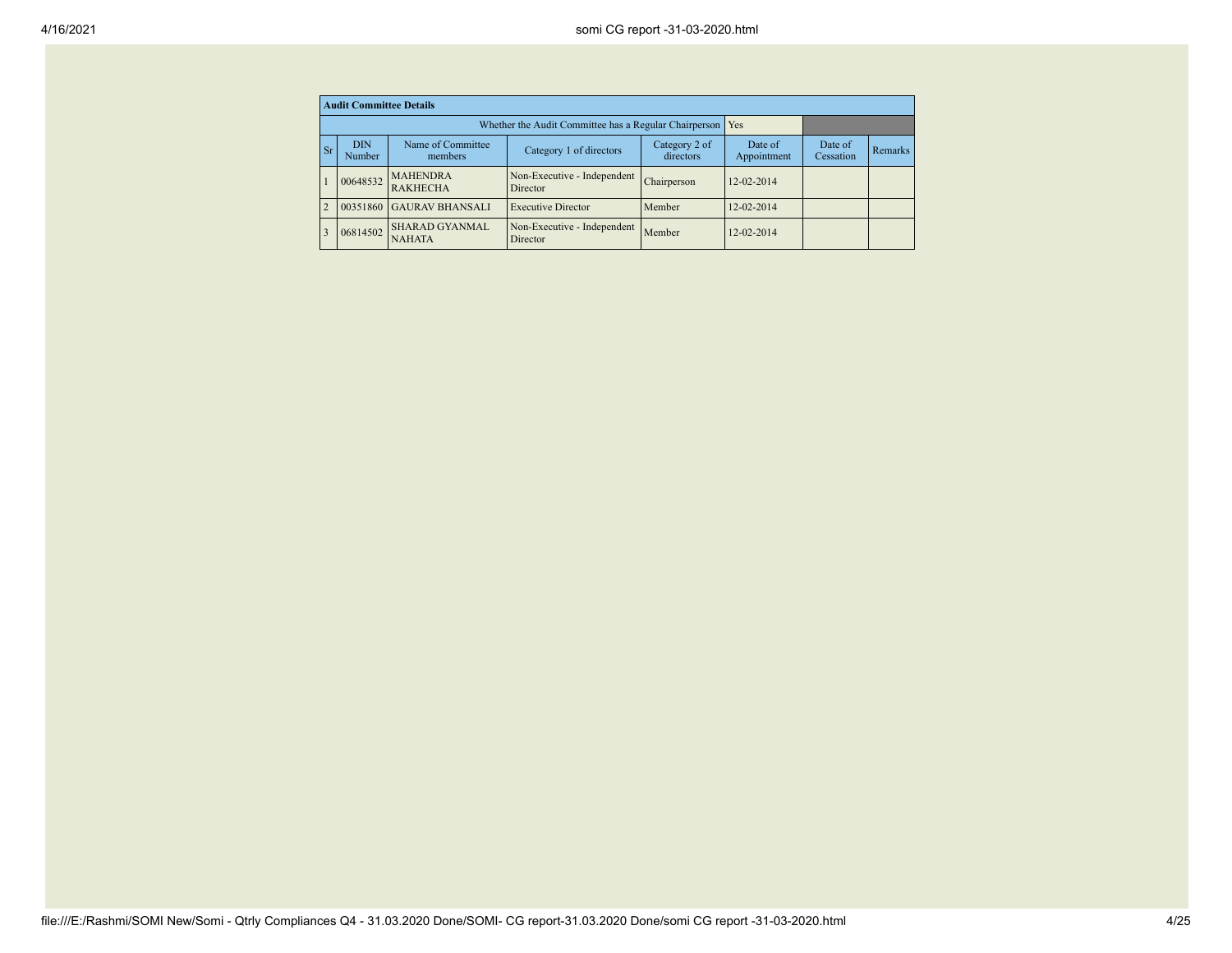| Audit Committee Details | | | | | | | |
|---|---|---|---|---|---|---|---|
| Whether the Audit Committee has a Regular Chairperson | | | | | Yes | | |
| Sr | DIN Number | Name of Committee members | Category 1 of directors | Category 2 of directors | Date of Appointment | Date of Cessation | Remarks |
| 1 | 00648532 | MAHENDRA RAKHECHA | Non-Executive - Independent Director | Chairperson | 12-02-2014 | | |
| 2 | 00351860 | GAURAV BHANSALI | Executive Director | Member | 12-02-2014 | | |
| 3 | 06814502 | SHARAD GYANMAL NAHATA | Non-Executive - Independent Director | Member | 12-02-2014 | | |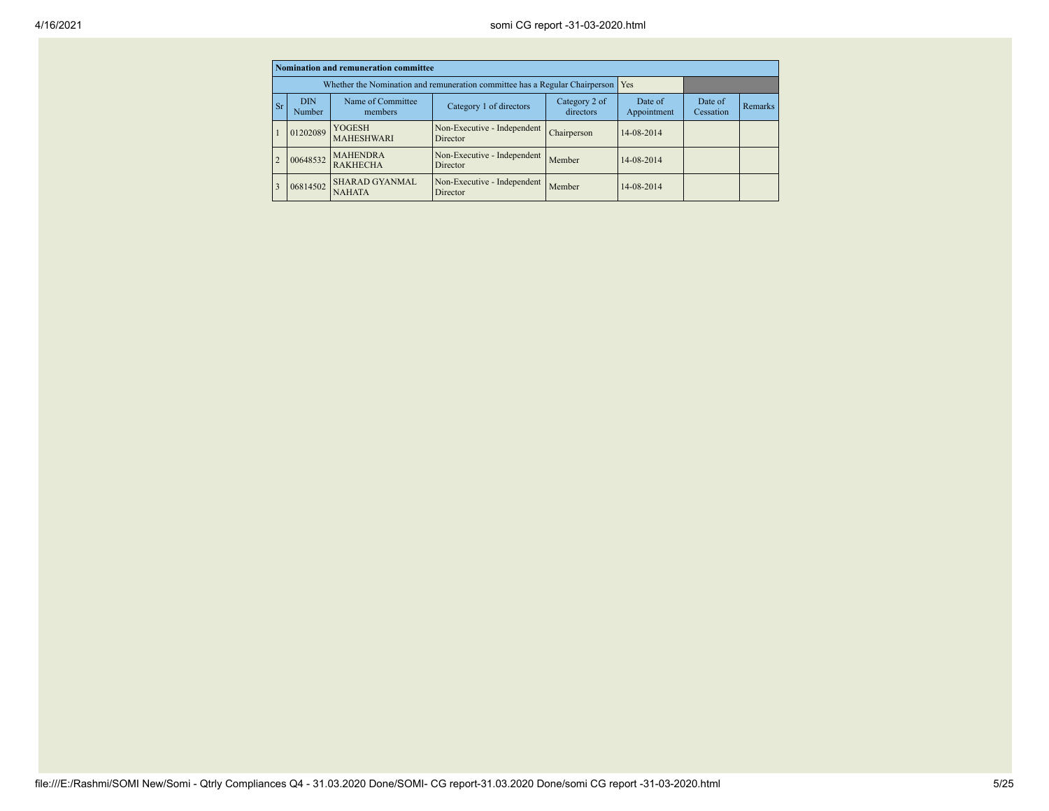| Nomination and remuneration committee | | | | | | | |
|---|---|---|---|---|---|---|---|
| Whether the Nomination and remuneration committee has a Regular Chairperson | | | | | Yes | | |
| Sr | DIN Number | Name of Committee members | Category 1 of directors | Category 2 of directors | Date of Appointment | Date of Cessation | Remarks |
| 1 | 01202089 | YOGESH MAHESHWARI | Non-Executive - Independent Director | Chairperson | 14-08-2014 | | |
| 2 | 00648532 | MAHENDRA RAKHECHA | Non-Executive - Independent Director | Member | 14-08-2014 | | |
| 3 | 06814502 | SHARAD GYANMAL NAHATA | Non-Executive - Independent Director | Member | 14-08-2014 | | |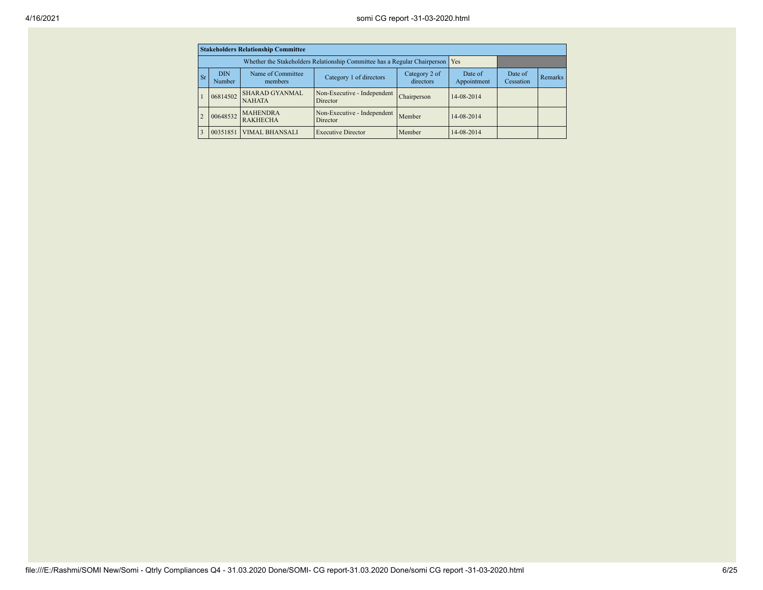| Stakeholders Relationship Committee | | | | | | | |
|---|---|---|---|---|---|---|---|
| Whether the Stakeholders Relationship Committee has a Regular Chairperson | | | | | Yes | | |
| Sr | DIN Number | Name of Committee members | Category 1 of directors | Category 2 of directors | Date of Appointment | Date of Cessation | Remarks |
| 1 | 06814502 | SHARAD GYANMAL NAHATA | Non-Executive - Independent Director | Chairperson | 14-08-2014 | | |
| 2 | 00648532 | MAHENDRA RAKHECHA | Non-Executive - Independent Director | Member | 14-08-2014 | | |
| 3 | 00351851 | VIMAL BHANSALI | Executive Director | Member | 14-08-2014 | | |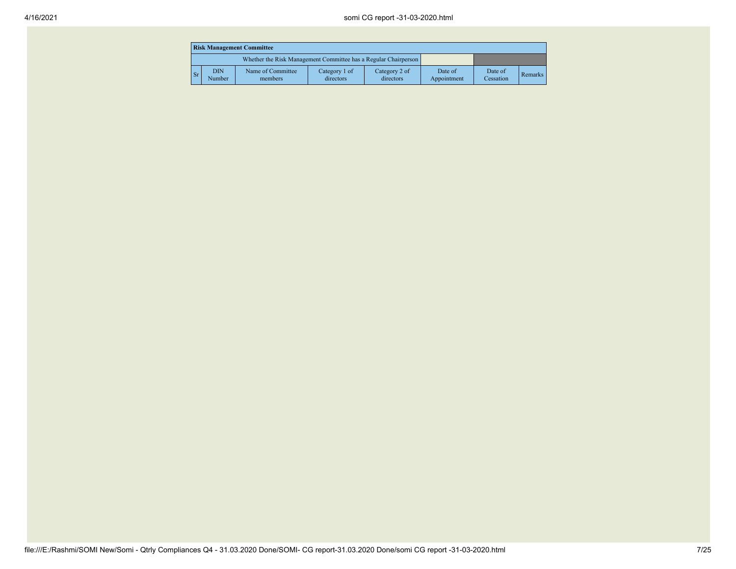| Risk Management Committee | | | | | | | |
|---|---|---|---|---|---|---|---|
| Whether the Risk Management Committee has a Regular Chairperson | | | | | | | |
| Sr | DIN Number | Name of Committee members | Category 1 of directors | Category 2 of directors | Date of Appointment | Date of Cessation | Remarks |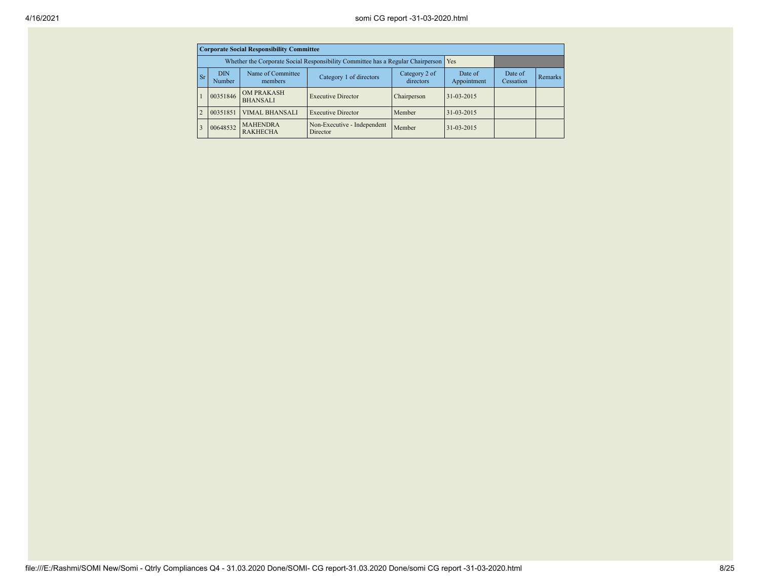| Corporate Social Responsibility Committee | | | | | | | |
|---|---|---|---|---|---|---|---|
| Whether the Corporate Social Responsibility Committee has a Regular Chairperson | | | | | Yes | | |
| Sr | DIN Number | Name of Committee members | Category 1 of directors | Category 2 of directors | Date of Appointment | Date of Cessation | Remarks |
| 1 | 00351846 | OM PRAKASH BHANSALI | Executive Director | Chairperson | 31-03-2015 | | |
| 2 | 00351851 | VIMAL BHANSALI | Executive Director | Member | 31-03-2015 | | |
| 3 | 00648532 | MAHENDRA RAKHECHA | Non-Executive - Independent Director | Member | 31-03-2015 | | |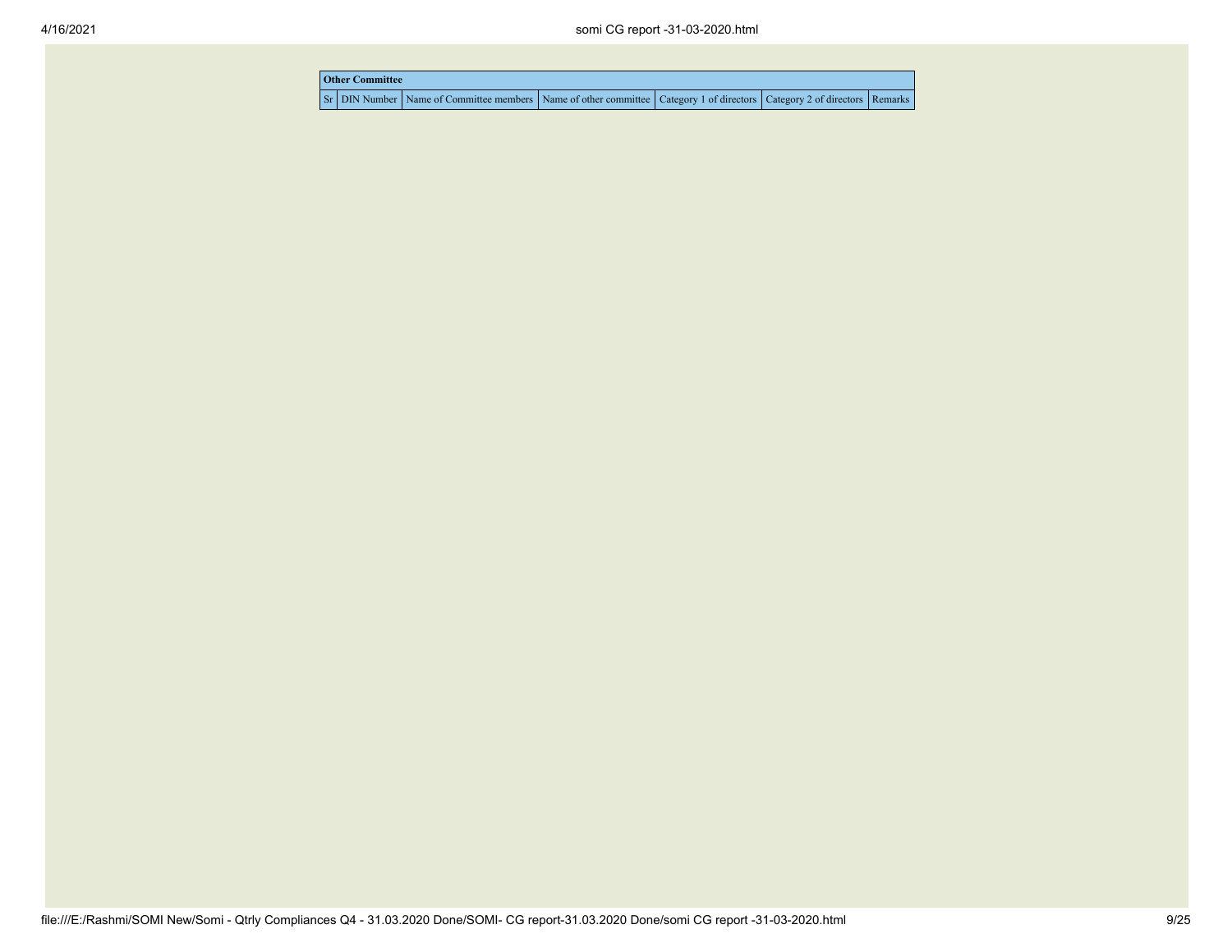| Other Committee | | | | | | |
|---|---|---|---|---|---|---|
| Sr | DIN Number | Name of Committee members | Name of other committee | Category 1 of directors | Category 2 of directors | Remarks |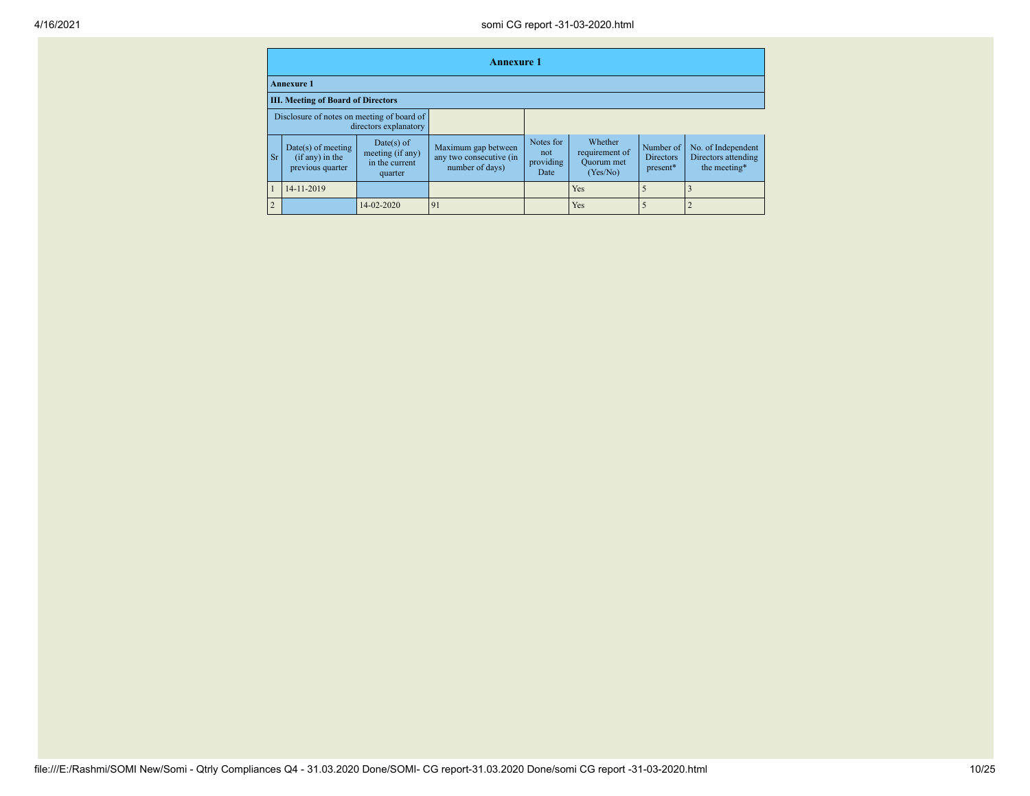# Annexure 1

**Annexure 1**

**III. Meeting of Board of Directors**

| Disclosure of notes on meeting of board of directors explanatory | | |
|---|---|---|

| Sr | Date(s) of meeting (if any) in the previous quarter | Date(s) of meeting (if any) in the current quarter | Maximum gap between any two consecutive (in number of days) | Notes for not providing Date | Whether requirement of Quorum met (Yes/No) | Number of Directors present* | No. of Independent Directors attending the meeting* |
|---|---|---|---|---|---|---|---|
| 1 | 14-11-2019 | | | | Yes | 5 | 3 |
| 2 | | 14-02-2020 | 91 | | Yes | 5 | 2 |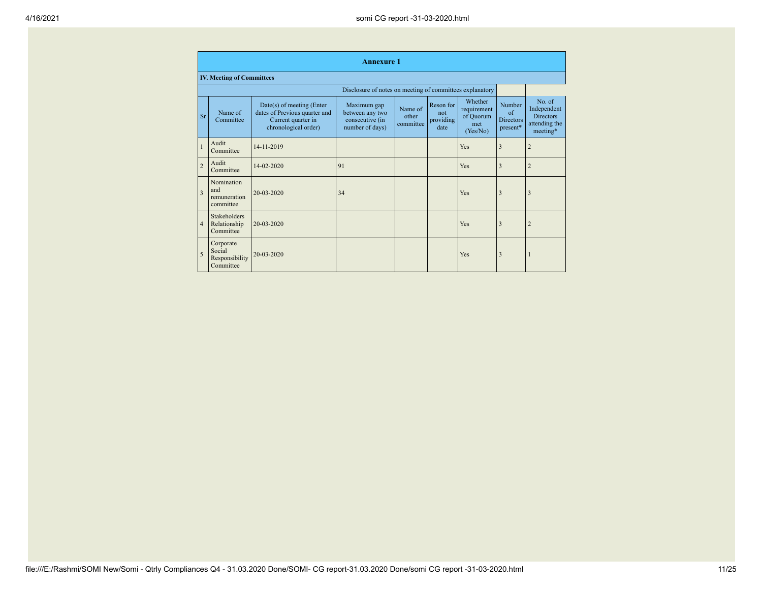# Annexure 1

## IV. Meeting of Committees

Disclosure of notes on meeting of committees explanatory

| Sr | Name of Committee | Date(s) of meeting (Enter dates of Previous quarter and Current quarter in chronological order) | Maximum gap between any two consecutive (in number of days) | Name of other committee | Reson for not providing date | Whether requirement of Quorum met (Yes/No) | Number of Directors present* | No. of Independent Directors attending the meeting* |
|---|---|---|---|---|---|---|---|---|
| 1 | Audit Committee | 14-11-2019 | | | | Yes | 3 | 2 |
| 2 | Audit Committee | 14-02-2020 | 91 | | | Yes | 3 | 2 |
| 3 | Nomination and remuneration committee | 20-03-2020 | 34 | | | Yes | 3 | 3 |
| 4 | Stakeholders Relationship Committee | 20-03-2020 | | | | Yes | 3 | 2 |
| 5 | Corporate Social Responsibility Committee | 20-03-2020 | | | | Yes | 3 | 1 |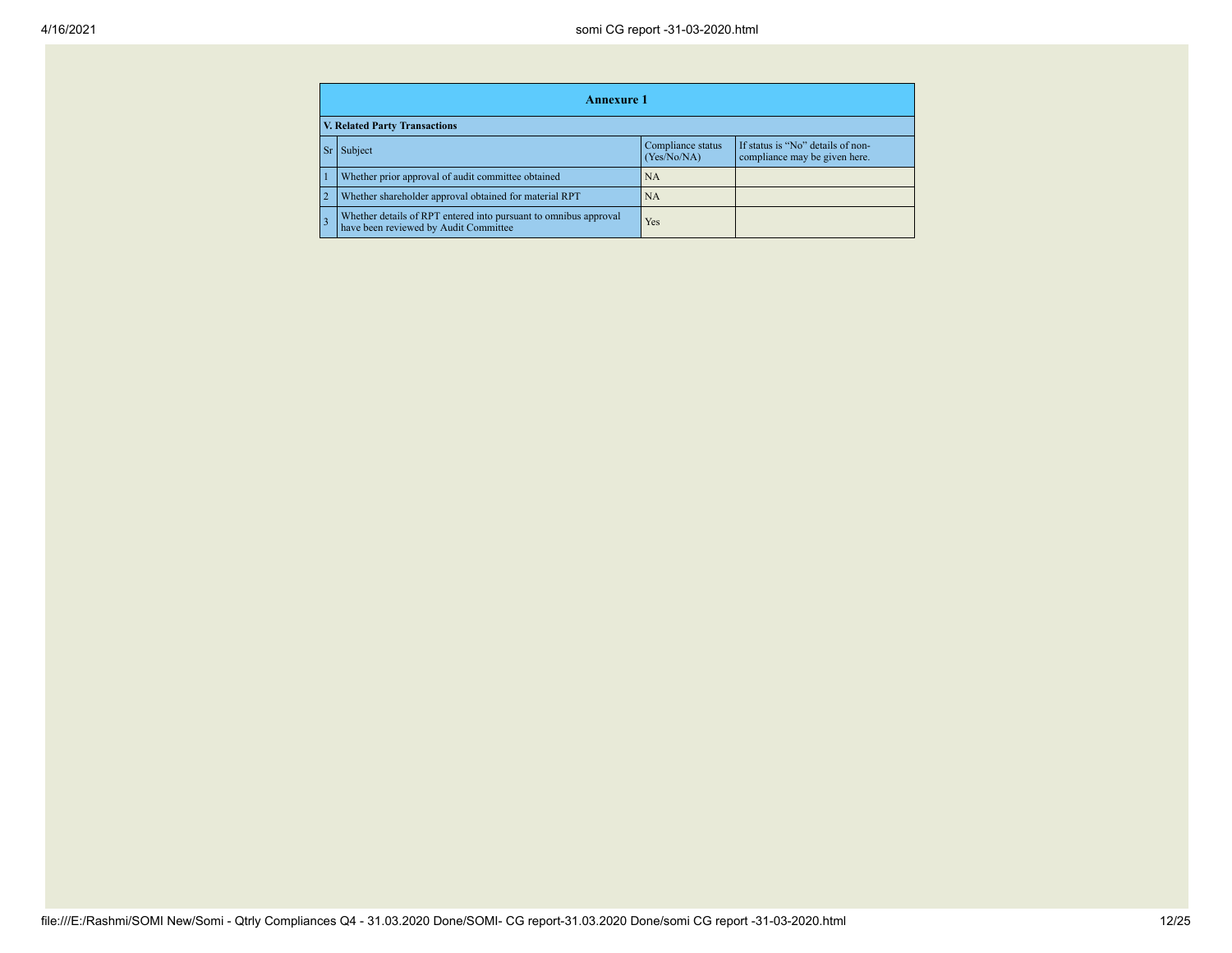## Annexure 1

### V. Related Party Transactions

| Sr | Subject | Compliance status (Yes/No/NA) | If status is "No" details of non-compliance may be given here. |
|---|---|---|---|
| 1 | Whether prior approval of audit committee obtained | NA | |
| 2 | Whether shareholder approval obtained for material RPT | NA | |
| 3 | Whether details of RPT entered into pursuant to omnibus approval have been reviewed by Audit Committee | Yes | |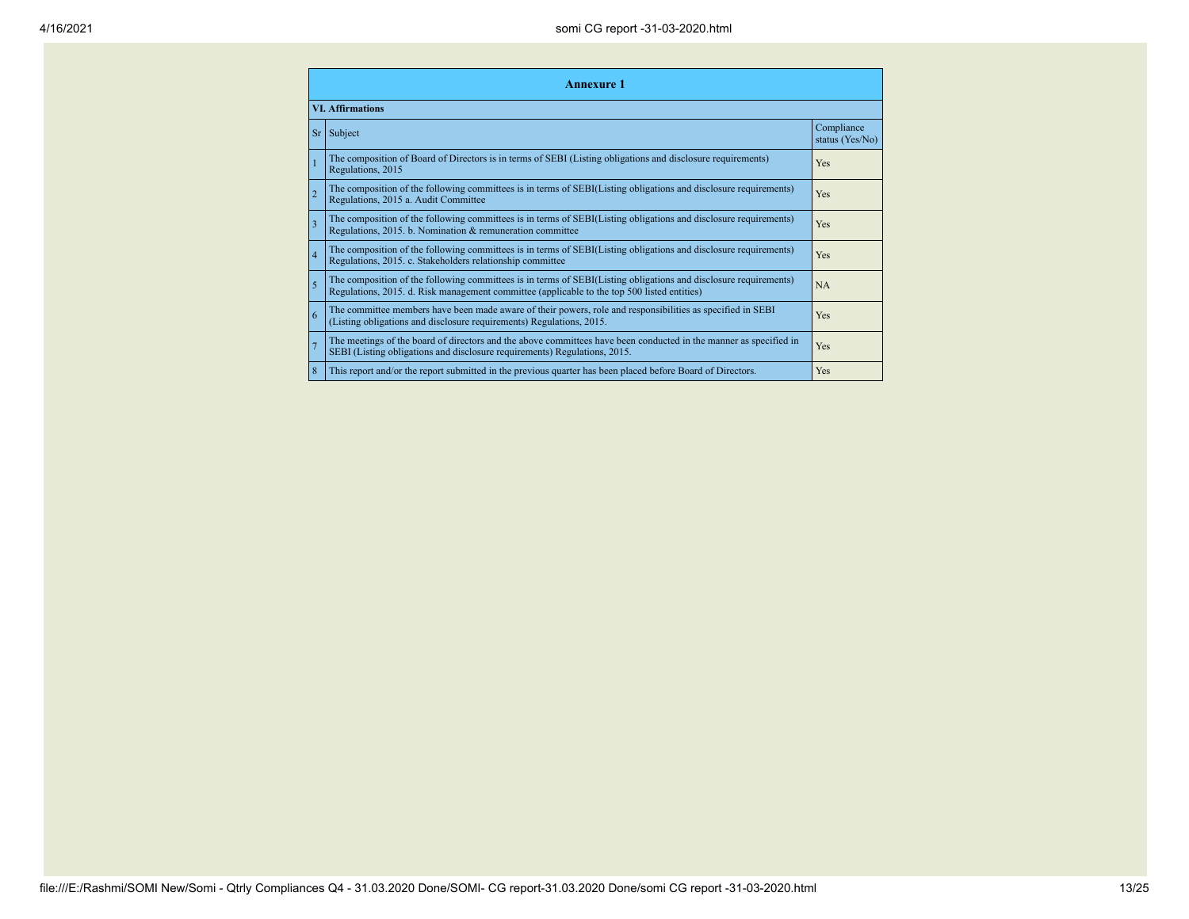| Annexure 1 | | |
|---|---|---|
| **VI. Affirmations** | | |
| Sr | Subject | Compliance status (Yes/No) |
| 1 | The composition of Board of Directors is in terms of SEBI (Listing obligations and disclosure requirements) Regulations, 2015 | Yes |
| 2 | The composition of the following committees is in terms of SEBI(Listing obligations and disclosure requirements) Regulations, 2015 a. Audit Committee | Yes |
| 3 | The composition of the following committees is in terms of SEBI(Listing obligations and disclosure requirements) Regulations, 2015. b. Nomination & remuneration committee | Yes |
| 4 | The composition of the following committees is in terms of SEBI(Listing obligations and disclosure requirements) Regulations, 2015. c. Stakeholders relationship committee | Yes |
| 5 | The composition of the following committees is in terms of SEBI(Listing obligations and disclosure requirements) Regulations, 2015. d. Risk management committee (applicable to the top 500 listed entities) | NA |
| 6 | The committee members have been made aware of their powers, role and responsibilities as specified in SEBI (Listing obligations and disclosure requirements) Regulations, 2015. | Yes |
| 7 | The meetings of the board of directors and the above committees have been conducted in the manner as specified in SEBI (Listing obligations and disclosure requirements) Regulations, 2015. | Yes |
| 8 | This report and/or the report submitted in the previous quarter has been placed before Board of Directors. | Yes |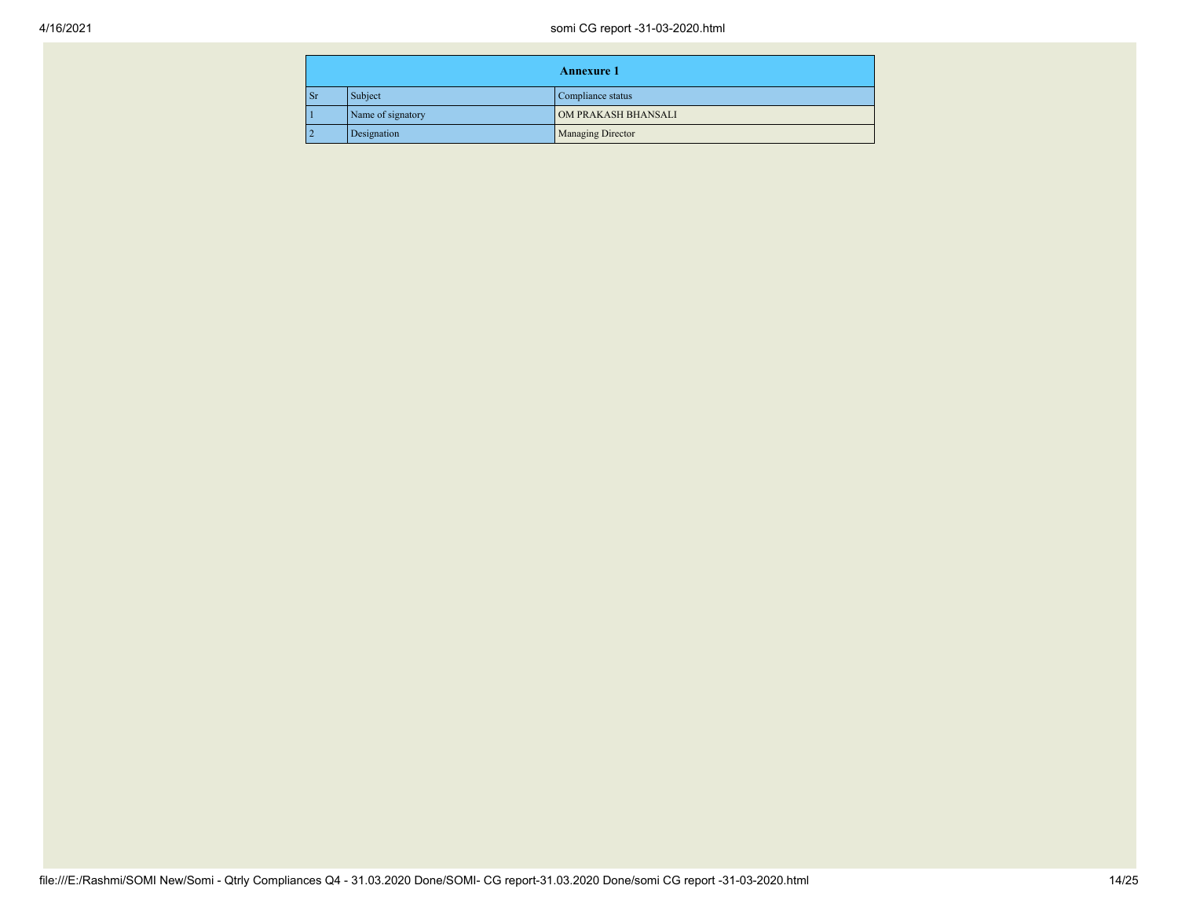| Annexure 1 | | |
|---|---|---|
| Sr | Subject | Compliance status |
| 1 | Name of signatory | OM PRAKASH BHANSALI |
| 2 | Designation | Managing Director |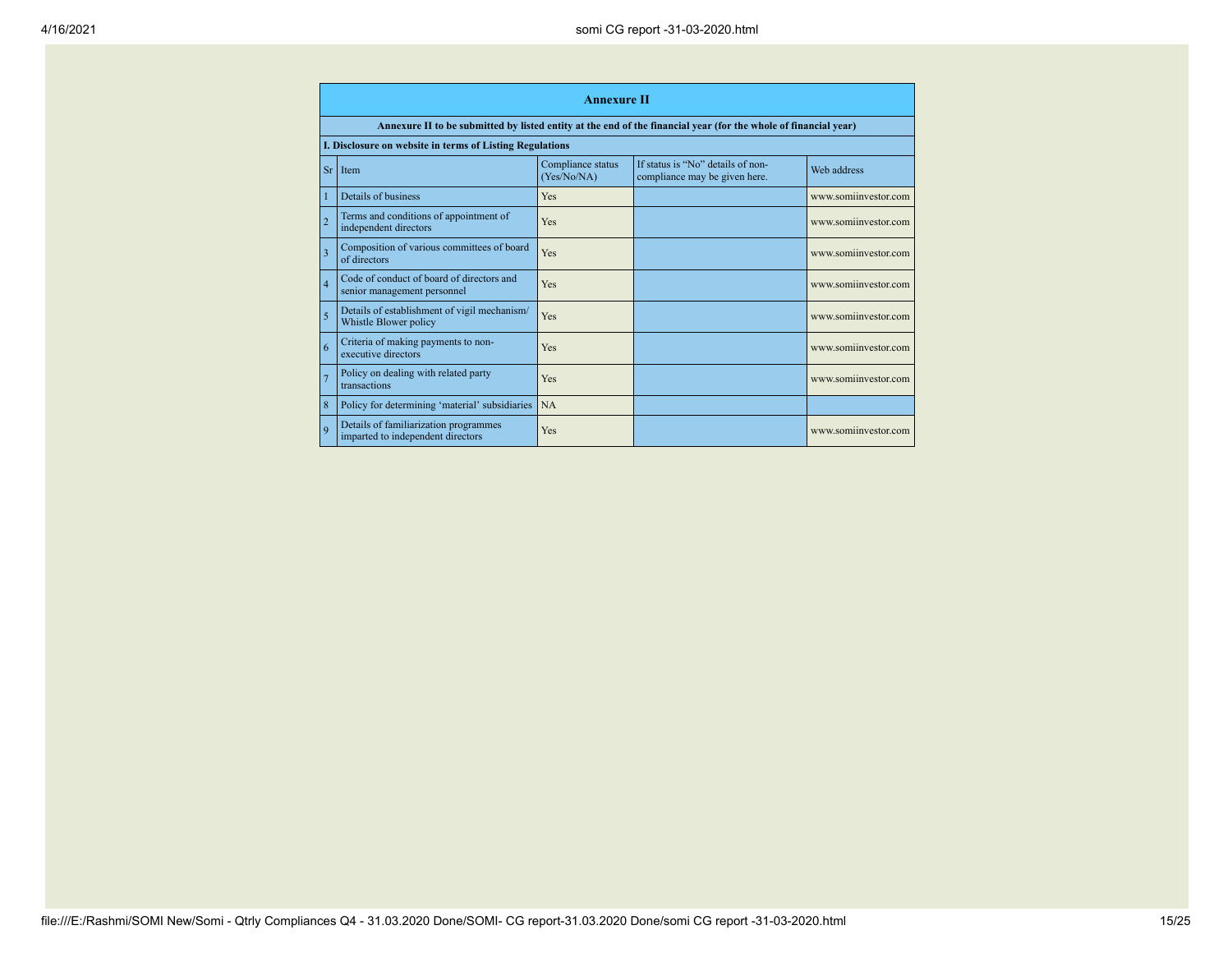# Annexure II

**Annexure II to be submitted by listed entity at the end of the financial year (for the whole of financial year)**

**I. Disclosure on website in terms of Listing Regulations**

| Sr | Item | Compliance status (Yes/No/NA) | If status is "No" details of non-compliance may be given here. | Web address |
|---|---|---|---|---|
| 1 | Details of business | Yes | | www.somiinvestor.com |
| 2 | Terms and conditions of appointment of independent directors | Yes | | www.somiinvestor.com |
| 3 | Composition of various committees of board of directors | Yes | | www.somiinvestor.com |
| 4 | Code of conduct of board of directors and senior management personnel | Yes | | www.somiinvestor.com |
| 5 | Details of establishment of vigil mechanism/ Whistle Blower policy | Yes | | www.somiinvestor.com |
| 6 | Criteria of making payments to non-executive directors | Yes | | www.somiinvestor.com |
| 7 | Policy on dealing with related party transactions | Yes | | www.somiinvestor.com |
| 8 | Policy for determining 'material' subsidiaries | NA | | |
| 9 | Details of familiarization programmes imparted to independent directors | Yes | | www.somiinvestor.com |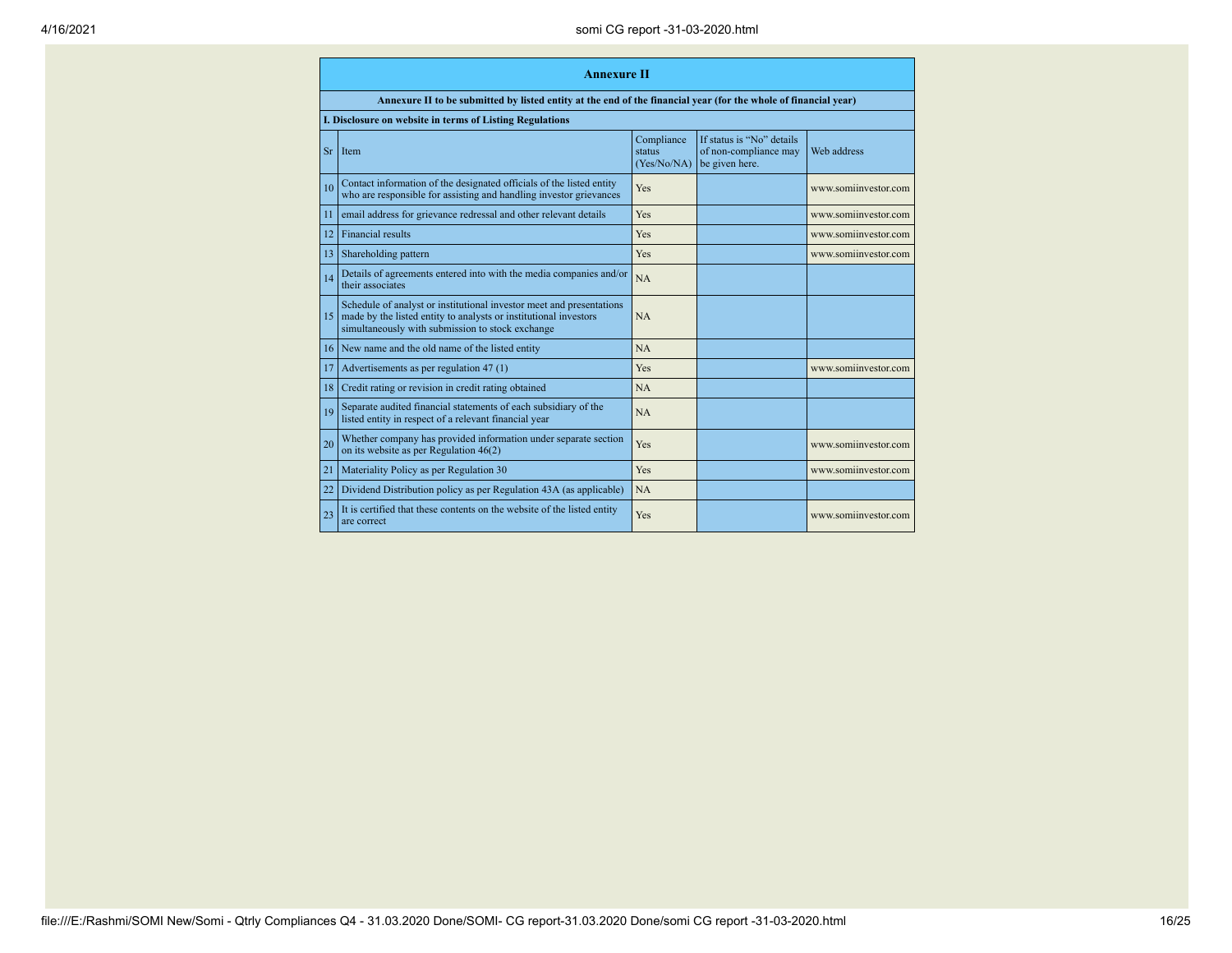## Annexure II

**Annexure II to be submitted by listed entity at the end of the financial year (for the whole of financial year)**

**I. Disclosure on website in terms of Listing Regulations**

| Sr | Item | Compliance status (Yes/No/NA) | If status is "No" details of non-compliance may be given here. | Web address |
|---|---|---|---|---|
| 10 | Contact information of the designated officials of the listed entity who are responsible for assisting and handling investor grievances | Yes | | www.somiinvestor.com |
| 11 | email address for grievance redressal and other relevant details | Yes | | www.somiinvestor.com |
| 12 | Financial results | Yes | | www.somiinvestor.com |
| 13 | Shareholding pattern | Yes | | www.somiinvestor.com |
| 14 | Details of agreements entered into with the media companies and/or their associates | NA | | |
| 15 | Schedule of analyst or institutional investor meet and presentations made by the listed entity to analysts or institutional investors simultaneously with submission to stock exchange | NA | | |
| 16 | New name and the old name of the listed entity | NA | | |
| 17 | Advertisements as per regulation 47 (1) | Yes | | www.somiinvestor.com |
| 18 | Credit rating or revision in credit rating obtained | NA | | |
| 19 | Separate audited financial statements of each subsidiary of the listed entity in respect of a relevant financial year | NA | | |
| 20 | Whether company has provided information under separate section on its website as per Regulation 46(2) | Yes | | www.somiinvestor.com |
| 21 | Materiality Policy as per Regulation 30 | Yes | | www.somiinvestor.com |
| 22 | Dividend Distribution policy as per Regulation 43A (as applicable) | NA | | |
| 23 | It is certified that these contents on the website of the listed entity are correct | Yes | | www.somiinvestor.com |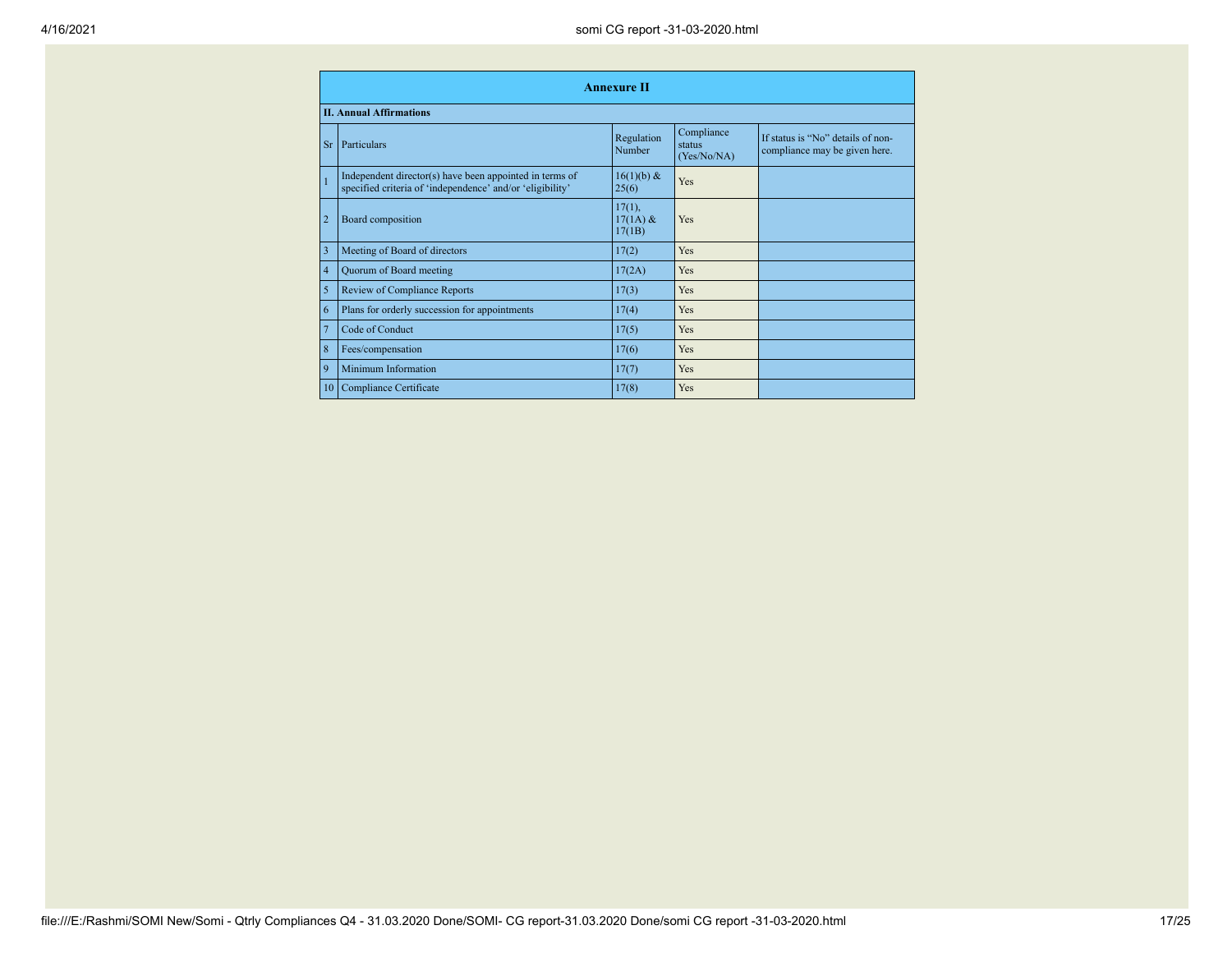| Annexure II | | | | |
|---|---|---|---|---|
| **II. Annual Affirmations** | | | | |
| Sr | Particulars | Regulation Number | Compliance status (Yes/No/NA) | If status is "No" details of non-compliance may be given here. |
| 1 | Independent director(s) have been appointed in terms of specified criteria of 'independence' and/or 'eligibility' | 16(1)(b) & 25(6) | Yes | |
| 2 | Board composition | 17(1), 17(1A) & 17(1B) | Yes | |
| 3 | Meeting of Board of directors | 17(2) | Yes | |
| 4 | Quorum of Board meeting | 17(2A) | Yes | |
| 5 | Review of Compliance Reports | 17(3) | Yes | |
| 6 | Plans for orderly succession for appointments | 17(4) | Yes | |
| 7 | Code of Conduct | 17(5) | Yes | |
| 8 | Fees/compensation | 17(6) | Yes | |
| 9 | Minimum Information | 17(7) | Yes | |
| 10 | Compliance Certificate | 17(8) | Yes | |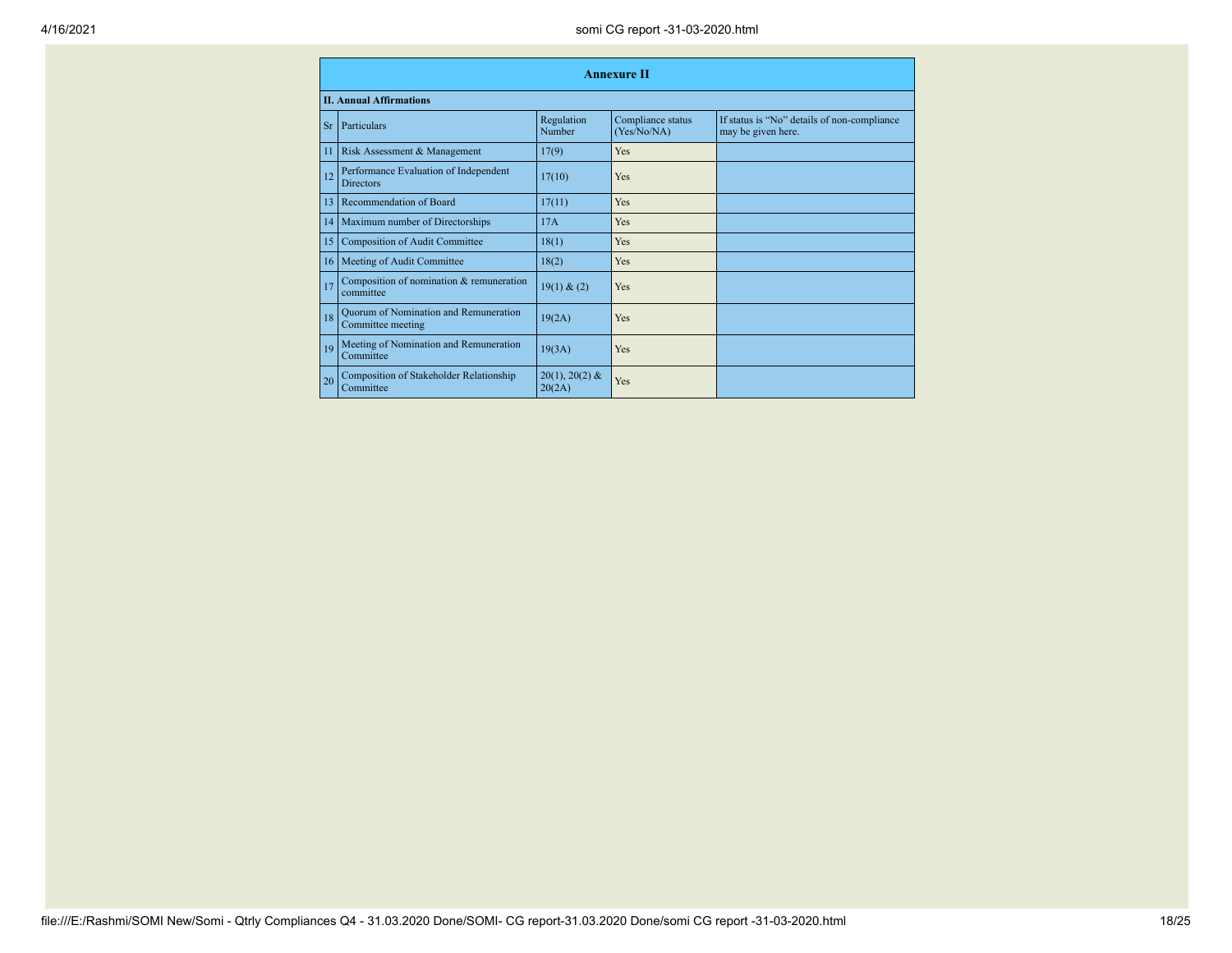| Annexure II | | | | |
|---|---|---|---|---|
| **II. Annual Affirmations** | | | | |
| Sr | Particulars | Regulation Number | Compliance status (Yes/No/NA) | If status is "No" details of non-compliance may be given here. |
| 11 | Risk Assessment & Management | 17(9) | Yes | |
| 12 | Performance Evaluation of Independent Directors | 17(10) | Yes | |
| 13 | Recommendation of Board | 17(11) | Yes | |
| 14 | Maximum number of Directorships | 17A | Yes | |
| 15 | Composition of Audit Committee | 18(1) | Yes | |
| 16 | Meeting of Audit Committee | 18(2) | Yes | |
| 17 | Composition of nomination & remuneration committee | 19(1) & (2) | Yes | |
| 18 | Quorum of Nomination and Remuneration Committee meeting | 19(2A) | Yes | |
| 19 | Meeting of Nomination and Remuneration Committee | 19(3A) | Yes | |
| 20 | Composition of Stakeholder Relationship Committee | 20(1), 20(2) & 20(2A) | Yes | |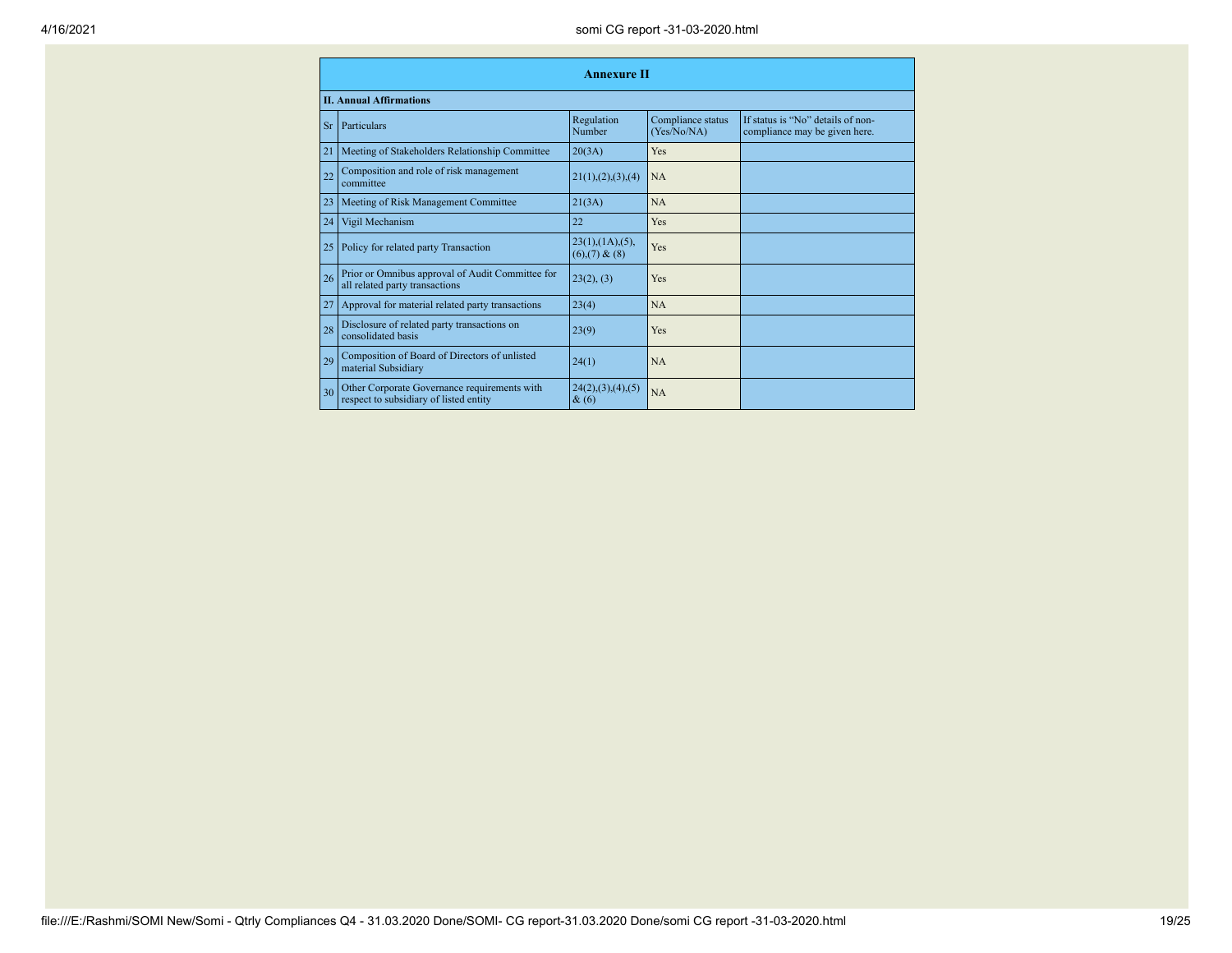## Annexure II

### II. Annual Affirmations

| Sr | Particulars | Regulation Number | Compliance status (Yes/No/NA) | If status is "No" details of non-compliance may be given here. |
|---|---|---|---|---|
| 21 | Meeting of Stakeholders Relationship Committee | 20(3A) | Yes | |
| 22 | Composition and role of risk management committee | 21(1),(2),(3),(4) | NA | |
| 23 | Meeting of Risk Management Committee | 21(3A) | NA | |
| 24 | Vigil Mechanism | 22 | Yes | |
| 25 | Policy for related party Transaction | 23(1),(1A),(5),(6),(7) & (8) | Yes | |
| 26 | Prior or Omnibus approval of Audit Committee for all related party transactions | 23(2), (3) | Yes | |
| 27 | Approval for material related party transactions | 23(4) | NA | |
| 28 | Disclosure of related party transactions on consolidated basis | 23(9) | Yes | |
| 29 | Composition of Board of Directors of unlisted material Subsidiary | 24(1) | NA | |
| 30 | Other Corporate Governance requirements with respect to subsidiary of listed entity | 24(2),(3),(4),(5) & (6) | NA | |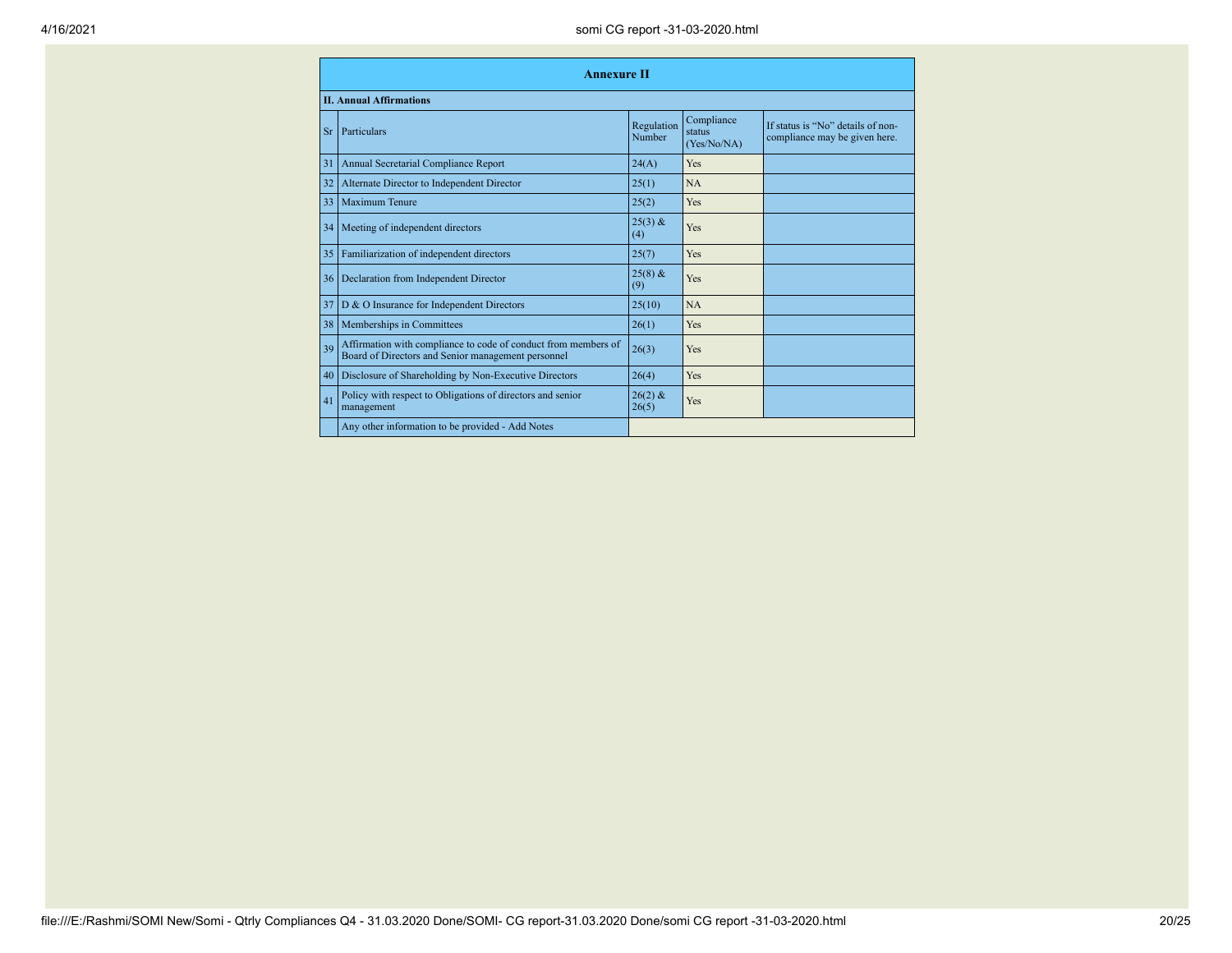## Annexure II

**II. Annual Affirmations**

| Sr | Particulars | Regulation Number | Compliance status (Yes/No/NA) | If status is "No" details of non-compliance may be given here. |
|---|---|---|---|---|
| 31 | Annual Secretarial Compliance Report | 24(A) | Yes | |
| 32 | Alternate Director to Independent Director | 25(1) | NA | |
| 33 | Maximum Tenure | 25(2) | Yes | |
| 34 | Meeting of independent directors | 25(3) & (4) | Yes | |
| 35 | Familiarization of independent directors | 25(7) | Yes | |
| 36 | Declaration from Independent Director | 25(8) & (9) | Yes | |
| 37 | D & O Insurance for Independent Directors | 25(10) | NA | |
| 38 | Memberships in Committees | 26(1) | Yes | |
| 39 | Affirmation with compliance to code of conduct from members of Board of Directors and Senior management personnel | 26(3) | Yes | |
| 40 | Disclosure of Shareholding by Non-Executive Directors | 26(4) | Yes | |
| 41 | Policy with respect to Obligations of directors and senior management | 26(2) & 26(5) | Yes | |
| | Any other information to be provided - Add Notes | | | |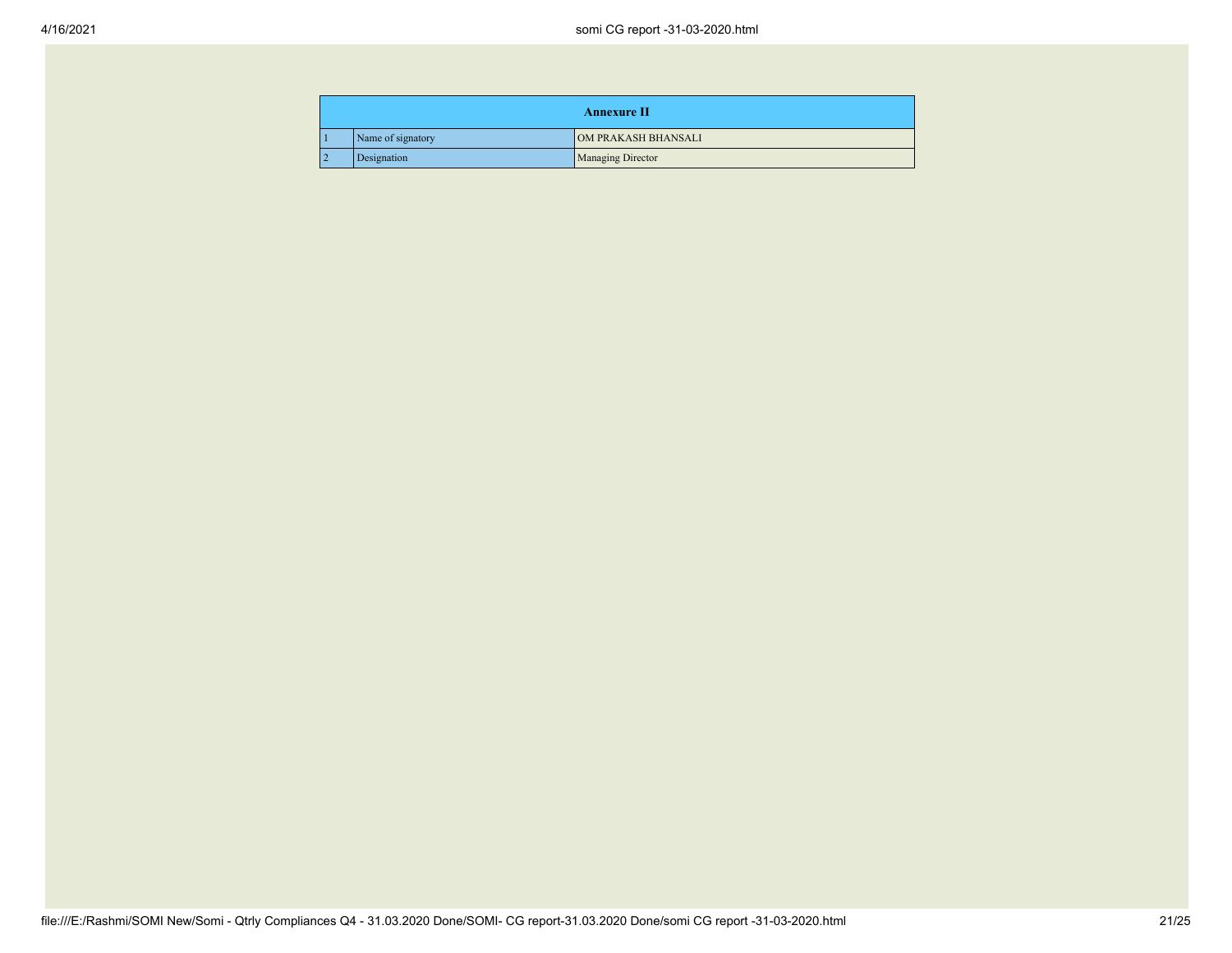| Annexure II | | |
|---|---|---|
| 1 | Name of signatory | OM PRAKASH BHANSALI |
| 2 | Designation | Managing Director |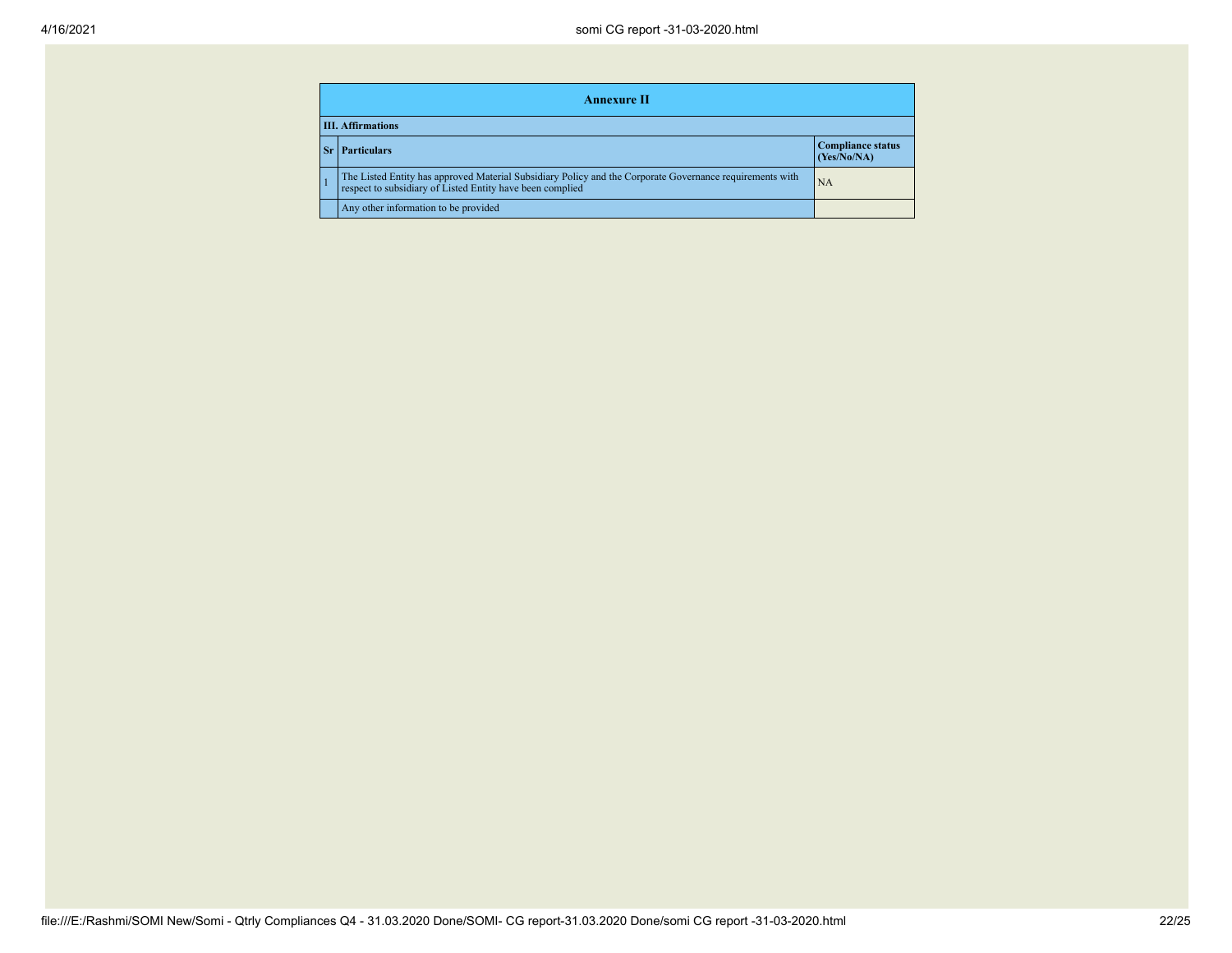## Annexure II

### III. Affirmations

| Sr | Particulars | Compliance status (Yes/No/NA) |
|---|---|---|
| 1 | The Listed Entity has approved Material Subsidiary Policy and the Corporate Governance requirements with respect to subsidiary of Listed Entity have been complied | NA |
| | Any other information to be provided | |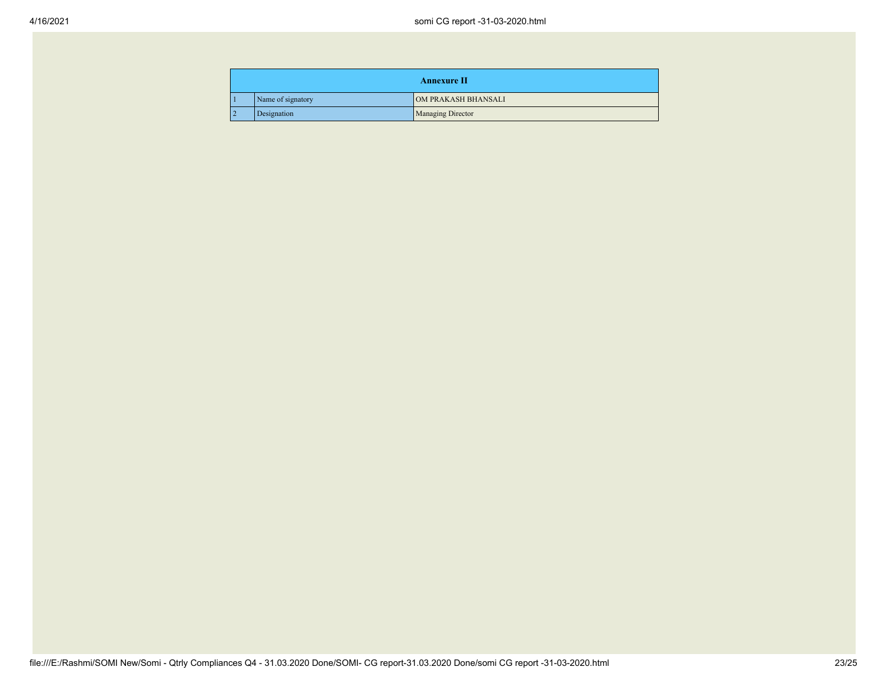| Annexure II | | |
|---|---|---|
| 1 | Name of signatory | OM PRAKASH BHANSALI |
| 2 | Designation | Managing Director |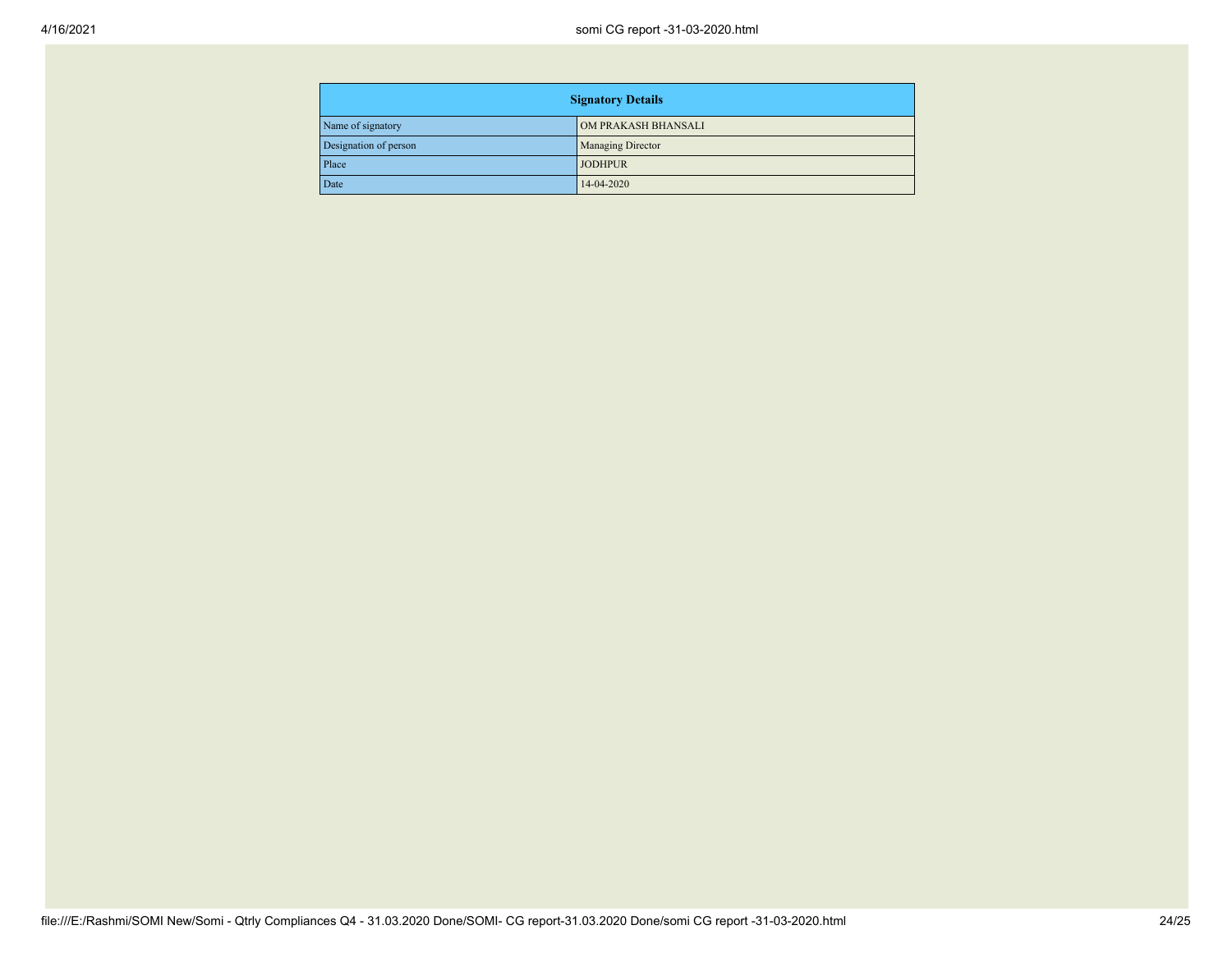| Signatory Details | |
|---|---|
| Name of signatory | OM PRAKASH BHANSALI |
| Designation of person | Managing Director |
| Place | JODHPUR |
| Date | 14-04-2020 |